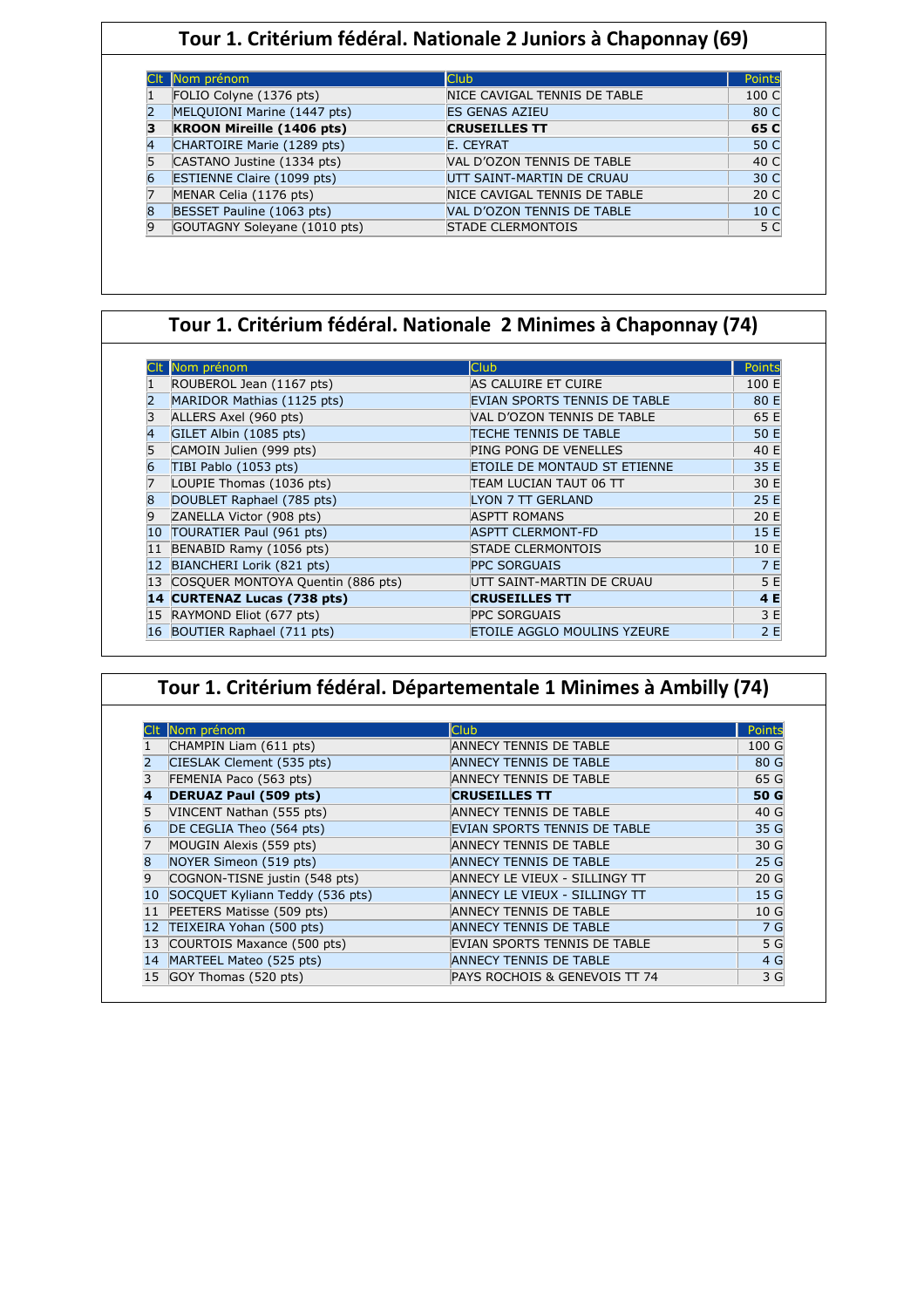## Tour 1. Critérium fédéral. Nationale 2 Juniors à Chaponnay (69)

| Clt | Nom prénom | Club | Points |
|---|---|---|---|
| 1 | FOLIO Colyne (1376 pts) | NICE CAVIGAL TENNIS DE TABLE | 100 C |
| 2 | MELQUIONI Marine (1447 pts) | ES GENAS AZIEU | 80 C |
| **3** | **KROON Mireille (1406 pts)** | **CRUSEILLES TT** | **65 C** |
| 4 | CHARTOIRE Marie (1289 pts) | E. CEYRAT | 50 C |
| 5 | CASTANO Justine (1334 pts) | VAL D'OZON TENNIS DE TABLE | 40 C |
| 6 | ESTIENNE Claire (1099 pts) | UTT SAINT-MARTIN DE CRUAU | 30 C |
| 7 | MENAR Celia (1176 pts) | NICE CAVIGAL TENNIS DE TABLE | 20 C |
| 8 | BESSET Pauline (1063 pts) | VAL D'OZON TENNIS DE TABLE | 10 C |
| 9 | GOUTAGNY Soleyane (1010 pts) | STADE CLERMONTOIS | 5 C |

## Tour 1. Critérium fédéral. Nationale 2 Minimes à Chaponnay (74)

| Clt | Nom prénom | Club | Points |
|---|---|---|---|
| 1 | ROUBEROL Jean (1167 pts) | AS CALUIRE ET CUIRE | 100 E |
| 2 | MARIDOR Mathias (1125 pts) | EVIAN SPORTS TENNIS DE TABLE | 80 E |
| 3 | ALLERS Axel (960 pts) | VAL D'OZON TENNIS DE TABLE | 65 E |
| 4 | GILET Albin (1085 pts) | TECHE TENNIS DE TABLE | 50 E |
| 5 | CAMOIN Julien (999 pts) | PING PONG DE VENELLES | 40 E |
| 6 | TIBI Pablo (1053 pts) | ETOILE DE MONTAUD ST ETIENNE | 35 E |
| 7 | LOUPIE Thomas (1036 pts) | TEAM LUCIAN TAUT 06 TT | 30 E |
| 8 | DOUBLET Raphael (785 pts) | LYON 7 TT GERLAND | 25 E |
| 9 | ZANELLA Victor (908 pts) | ASPTT ROMANS | 20 E |
| 10 | TOURATIER Paul (961 pts) | ASPTT CLERMONT-FD | 15 E |
| 11 | BENABID Ramy (1056 pts) | STADE CLERMONTOIS | 10 E |
| 12 | BIANCHERI Lorik (821 pts) | PPC SORGUAIS | 7 E |
| 13 | COSQUER MONTOYA Quentin (886 pts) | UTT SAINT-MARTIN DE CRUAU | 5 E |
| **14** | **CURTENAZ Lucas (738 pts)** | **CRUSEILLES TT** | **4 E** |
| 15 | RAYMOND Eliot (677 pts) | PPC SORGUAIS | 3 E |
| 16 | BOUTIER Raphael (711 pts) | ETOILE AGGLO MOULINS YZEURE | 2 E |

## Tour 1. Critérium fédéral. Départementale 1 Minimes à Ambilly (74)

| Clt | Nom prénom | Club | Points |
|---|---|---|---|
| 1 | CHAMPIN Liam (611 pts) | ANNECY TENNIS DE TABLE | 100 G |
| 2 | CIESLAK Clement (535 pts) | ANNECY TENNIS DE TABLE | 80 G |
| 3 | FEMENIA Paco (563 pts) | ANNECY TENNIS DE TABLE | 65 G |
| **4** | **DERUAZ Paul (509 pts)** | **CRUSEILLES TT** | **50 G** |
| 5 | VINCENT Nathan (555 pts) | ANNECY TENNIS DE TABLE | 40 G |
| 6 | DE CEGLIA Theo (564 pts) | EVIAN SPORTS TENNIS DE TABLE | 35 G |
| 7 | MOUGIN Alexis (559 pts) | ANNECY TENNIS DE TABLE | 30 G |
| 8 | NOYER Simeon (519 pts) | ANNECY TENNIS DE TABLE | 25 G |
| 9 | COGNON-TISNE justin (548 pts) | ANNECY LE VIEUX - SILLINGY TT | 20 G |
| 10 | SOCQUET Kyliann Teddy (536 pts) | ANNECY LE VIEUX - SILLINGY TT | 15 G |
| 11 | PEETERS Matisse (509 pts) | ANNECY TENNIS DE TABLE | 10 G |
| 12 | TEIXEIRA Yohan (500 pts) | ANNECY TENNIS DE TABLE | 7 G |
| 13 | COURTOIS Maxance (500 pts) | EVIAN SPORTS TENNIS DE TABLE | 5 G |
| 14 | MARTEEL Mateo (525 pts) | ANNECY TENNIS DE TABLE | 4 G |
| 15 | GOY Thomas (520 pts) | PAYS ROCHOIS & GENEVOIS TT 74 | 3 G |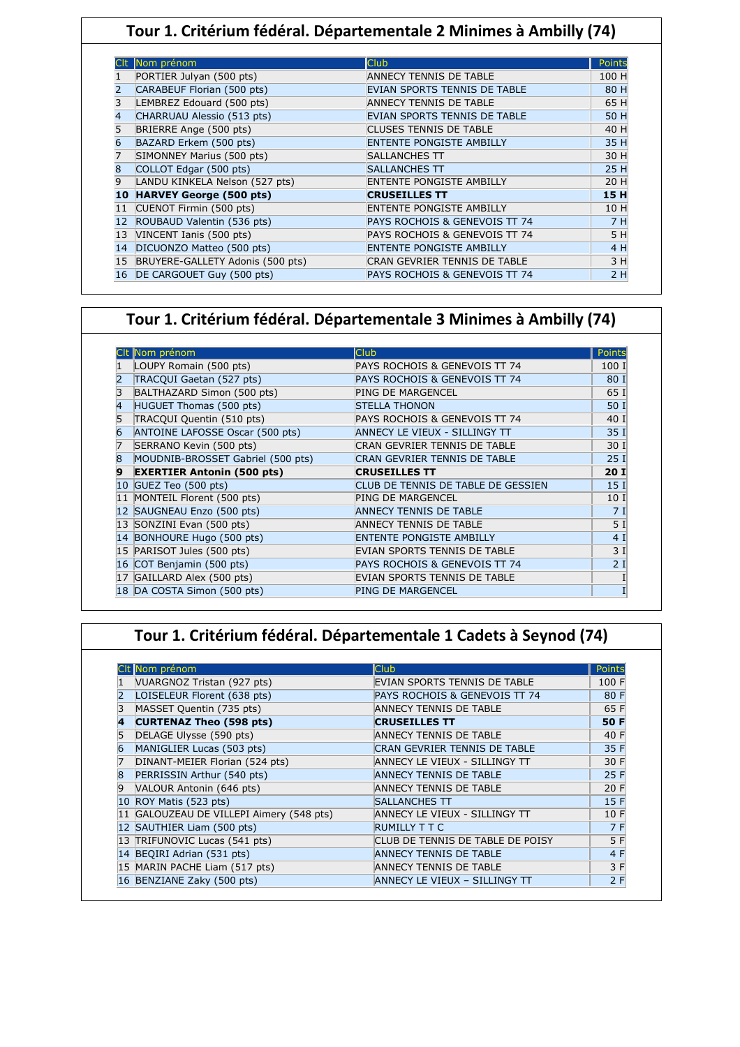## Tour 1. Critérium fédéral. Départementale 2 Minimes à Ambilly (74)

| Clt | Nom prénom | Club | Points |
|---|---|---|---|
| 1 | PORTIER Julyan (500 pts) | ANNECY TENNIS DE TABLE | 100 H |
| 2 | CARABEUF Florian (500 pts) | EVIAN SPORTS TENNIS DE TABLE | 80 H |
| 3 | LEMBREZ Edouard (500 pts) | ANNECY TENNIS DE TABLE | 65 H |
| 4 | CHARRUAU Alessio (513 pts) | EVIAN SPORTS TENNIS DE TABLE | 50 H |
| 5 | BRIERRE Ange (500 pts) | CLUSES TENNIS DE TABLE | 40 H |
| 6 | BAZARD Erkem (500 pts) | ENTENTE PONGISTE AMBILLY | 35 H |
| 7 | SIMONNEY Marius (500 pts) | SALLANCHES TT | 30 H |
| 8 | COLLOT Edgar (500 pts) | SALLANCHES TT | 25 H |
| 9 | LANDU KINKELA Nelson (527 pts) | ENTENTE PONGISTE AMBILLY | 20 H |
| **10** | **HARVEY George (500 pts)** | **CRUSEILLES TT** | **15 H** |
| 11 | CUENOT Firmin (500 pts) | ENTENTE PONGISTE AMBILLY | 10 H |
| 12 | ROUBAUD Valentin (536 pts) | PAYS ROCHOIS & GENEVOIS TT 74 | 7 H |
| 13 | VINCENT Ianis (500 pts) | PAYS ROCHOIS & GENEVOIS TT 74 | 5 H |
| 14 | DICUONZO Matteo (500 pts) | ENTENTE PONGISTE AMBILLY | 4 H |
| 15 | BRUYERE-GALLETY Adonis (500 pts) | CRAN GEVRIER TENNIS DE TABLE | 3 H |
| 16 | DE CARGOUET Guy (500 pts) | PAYS ROCHOIS & GENEVOIS TT 74 | 2 H |

## Tour 1. Critérium fédéral. Départementale 3 Minimes à Ambilly (74)

| Clt | Nom prénom | Club | Points |
|---|---|---|---|
| 1 | LOUPY Romain (500 pts) | PAYS ROCHOIS & GENEVOIS TT 74 | 100 I |
| 2 | TRACQUI Gaetan (527 pts) | PAYS ROCHOIS & GENEVOIS TT 74 | 80 I |
| 3 | BALTHAZARD Simon (500 pts) | PING DE MARGENCEL | 65 I |
| 4 | HUGUET Thomas (500 pts) | STELLA THONON | 50 I |
| 5 | TRACQUI Quentin (510 pts) | PAYS ROCHOIS & GENEVOIS TT 74 | 40 I |
| 6 | ANTOINE LAFOSSE Oscar (500 pts) | ANNECY LE VIEUX - SILLINGY TT | 35 I |
| 7 | SERRANO Kevin (500 pts) | CRAN GEVRIER TENNIS DE TABLE | 30 I |
| 8 | MOUDNIB-BROSSET Gabriel (500 pts) | CRAN GEVRIER TENNIS DE TABLE | 25 I |
| **9** | **EXERTIER Antonin (500 pts)** | **CRUSEILLES TT** | **20 I** |
| 10 | GUEZ Teo (500 pts) | CLUB DE TENNIS DE TABLE DE GESSIEN | 15 I |
| 11 | MONTEIL Florent (500 pts) | PING DE MARGENCEL | 10 I |
| 12 | SAUGNEAU Enzo (500 pts) | ANNECY TENNIS DE TABLE | 7 I |
| 13 | SONZINI Evan (500 pts) | ANNECY TENNIS DE TABLE | 5 I |
| 14 | BONHOURE Hugo (500 pts) | ENTENTE PONGISTE AMBILLY | 4 I |
| 15 | PARISOT Jules (500 pts) | EVIAN SPORTS TENNIS DE TABLE | 3 I |
| 16 | COT Benjamin (500 pts) | PAYS ROCHOIS & GENEVOIS TT 74 | 2 I |
| 17 | GAILLARD Alex (500 pts) | EVIAN SPORTS TENNIS DE TABLE | I |
| 18 | DA COSTA Simon (500 pts) | PING DE MARGENCEL | I |

## Tour 1. Critérium fédéral. Départementale 1 Cadets à Seynod (74)

| Clt | Nom prénom | Club | Points |
|---|---|---|---|
| 1 | VUARGNOZ Tristan (927 pts) | EVIAN SPORTS TENNIS DE TABLE | 100 F |
| 2 | LOISELEUR Florent (638 pts) | PAYS ROCHOIS & GENEVOIS TT 74 | 80 F |
| 3 | MASSET Quentin (735 pts) | ANNECY TENNIS DE TABLE | 65 F |
| **4** | **CURTENAZ Theo (598 pts)** | **CRUSEILLES TT** | **50 F** |
| 5 | DELAGE Ulysse (590 pts) | ANNECY TENNIS DE TABLE | 40 F |
| 6 | MANIGLIER Lucas (503 pts) | CRAN GEVRIER TENNIS DE TABLE | 35 F |
| 7 | DINANT-MEIER Florian (524 pts) | ANNECY LE VIEUX - SILLINGY TT | 30 F |
| 8 | PERRISSIN Arthur (540 pts) | ANNECY TENNIS DE TABLE | 25 F |
| 9 | VALOUR Antonin (646 pts) | ANNECY TENNIS DE TABLE | 20 F |
| 10 | ROY Matis (523 pts) | SALLANCHES TT | 15 F |
| 11 | GALOUZEAU DE VILLEPI Aimery (548 pts) | ANNECY LE VIEUX - SILLINGY TT | 10 F |
| 12 | SAUTHIER Liam (500 pts) | RUMILLY T T C | 7 F |
| 13 | TRIFUNOVIC Lucas (541 pts) | CLUB DE TENNIS DE TABLE DE POISY | 5 F |
| 14 | BEQIRI Adrian (531 pts) | ANNECY TENNIS DE TABLE | 4 F |
| 15 | MARIN PACHE Liam (517 pts) | ANNECY TENNIS DE TABLE | 3 F |
| 16 | BENZIANE Zaky (500 pts) | ANNECY LE VIEUX – SILLINGY TT | 2 F |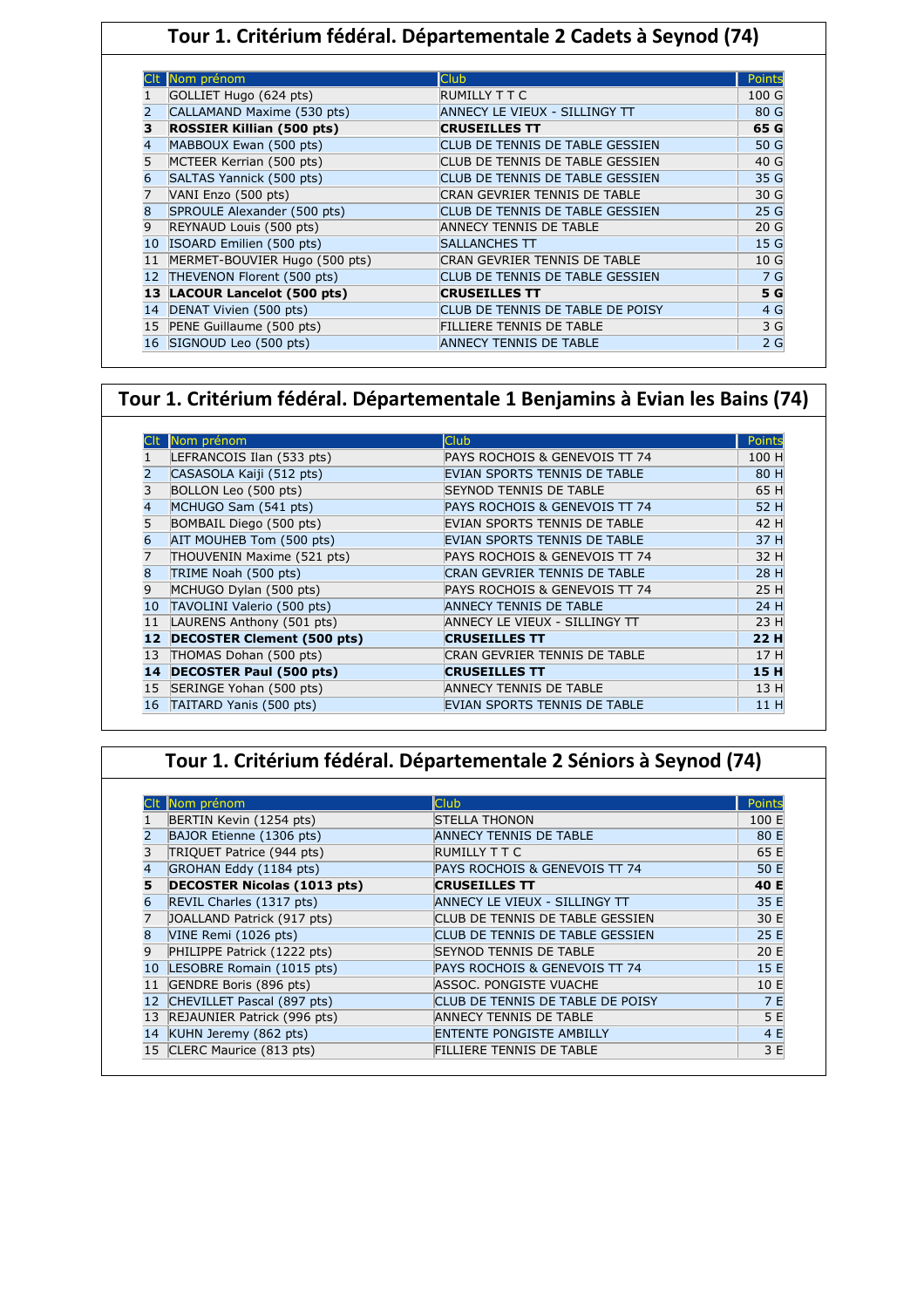## Tour 1. Critérium fédéral. Départementale 2 Cadets à Seynod (74)

| Clt | Nom prénom | Club | Points |
|---|---|---|---|
| 1 | GOLLIET Hugo (624 pts) | RUMILLY T T C | 100 G |
| 2 | CALLAMAND Maxime (530 pts) | ANNECY LE VIEUX - SILLINGY TT | 80 G |
| **3** | **ROSSIER Killian (500 pts)** | **CRUSEILLES TT** | **65 G** |
| 4 | MABBOUX Ewan (500 pts) | CLUB DE TENNIS DE TABLE GESSIEN | 50 G |
| 5 | MCTEER Kerrian (500 pts) | CLUB DE TENNIS DE TABLE GESSIEN | 40 G |
| 6 | SALTAS Yannick (500 pts) | CLUB DE TENNIS DE TABLE GESSIEN | 35 G |
| 7 | VANI Enzo (500 pts) | CRAN GEVRIER TENNIS DE TABLE | 30 G |
| 8 | SPROULE Alexander (500 pts) | CLUB DE TENNIS DE TABLE GESSIEN | 25 G |
| 9 | REYNAUD Louis (500 pts) | ANNECY TENNIS DE TABLE | 20 G |
| 10 | ISOARD Emilien (500 pts) | SALLANCHES TT | 15 G |
| 11 | MERMET-BOUVIER Hugo (500 pts) | CRAN GEVRIER TENNIS DE TABLE | 10 G |
| 12 | THEVENON Florent (500 pts) | CLUB DE TENNIS DE TABLE GESSIEN | 7 G |
| **13** | **LACOUR Lancelot (500 pts)** | **CRUSEILLES TT** | **5 G** |
| 14 | DENAT Vivien (500 pts) | CLUB DE TENNIS DE TABLE DE POISY | 4 G |
| 15 | PENE Guillaume (500 pts) | FILLIERE TENNIS DE TABLE | 3 G |
| 16 | SIGNOUD Leo (500 pts) | ANNECY TENNIS DE TABLE | 2 G |

## Tour 1. Critérium fédéral. Départementale 1 Benjamins à Evian les Bains (74)

| Clt | Nom prénom | Club | Points |
|---|---|---|---|
| 1 | LEFRANCOIS Ilan (533 pts) | PAYS ROCHOIS & GENEVOIS TT 74 | 100 H |
| 2 | CASASOLA Kaiji (512 pts) | EVIAN SPORTS TENNIS DE TABLE | 80 H |
| 3 | BOLLON Leo (500 pts) | SEYNOD TENNIS DE TABLE | 65 H |
| 4 | MCHUGO Sam (541 pts) | PAYS ROCHOIS & GENEVOIS TT 74 | 52 H |
| 5 | BOMBAIL Diego (500 pts) | EVIAN SPORTS TENNIS DE TABLE | 42 H |
| 6 | AIT MOUHEB Tom (500 pts) | EVIAN SPORTS TENNIS DE TABLE | 37 H |
| 7 | THOUVENIN Maxime (521 pts) | PAYS ROCHOIS & GENEVOIS TT 74 | 32 H |
| 8 | TRIME Noah (500 pts) | CRAN GEVRIER TENNIS DE TABLE | 28 H |
| 9 | MCHUGO Dylan (500 pts) | PAYS ROCHOIS & GENEVOIS TT 74 | 25 H |
| 10 | TAVOLINI Valerio (500 pts) | ANNECY TENNIS DE TABLE | 24 H |
| 11 | LAURENS Anthony (501 pts) | ANNECY LE VIEUX - SILLINGY TT | 23 H |
| **12** | **DECOSTER Clement (500 pts)** | **CRUSEILLES TT** | **22 H** |
| 13 | THOMAS Dohan (500 pts) | CRAN GEVRIER TENNIS DE TABLE | 17 H |
| **14** | **DECOSTER Paul (500 pts)** | **CRUSEILLES TT** | **15 H** |
| 15 | SERINGE Yohan (500 pts) | ANNECY TENNIS DE TABLE | 13 H |
| 16 | TAITARD Yanis (500 pts) | EVIAN SPORTS TENNIS DE TABLE | 11 H |

## Tour 1. Critérium fédéral. Départementale 2 Séniors à Seynod (74)

| Clt | Nom prénom | Club | Points |
|---|---|---|---|
| 1 | BERTIN Kevin (1254 pts) | STELLA THONON | 100 E |
| 2 | BAJOR Etienne (1306 pts) | ANNECY TENNIS DE TABLE | 80 E |
| 3 | TRIQUET Patrice (944 pts) | RUMILLY T T C | 65 E |
| 4 | GROHAN Eddy (1184 pts) | PAYS ROCHOIS & GENEVOIS TT 74 | 50 E |
| **5** | **DECOSTER Nicolas (1013 pts)** | **CRUSEILLES TT** | **40 E** |
| 6 | REVIL Charles (1317 pts) | ANNECY LE VIEUX - SILLINGY TT | 35 E |
| 7 | JOALLAND Patrick (917 pts) | CLUB DE TENNIS DE TABLE GESSIEN | 30 E |
| 8 | VINE Remi (1026 pts) | CLUB DE TENNIS DE TABLE GESSIEN | 25 E |
| 9 | PHILIPPE Patrick (1222 pts) | SEYNOD TENNIS DE TABLE | 20 E |
| 10 | LESOBRE Romain (1015 pts) | PAYS ROCHOIS & GENEVOIS TT 74 | 15 E |
| 11 | GENDRE Boris (896 pts) | ASSOC. PONGISTE VUACHE | 10 E |
| 12 | CHEVILLET Pascal (897 pts) | CLUB DE TENNIS DE TABLE DE POISY | 7 E |
| 13 | REJAUNIER Patrick (996 pts) | ANNECY TENNIS DE TABLE | 5 E |
| 14 | KUHN Jeremy (862 pts) | ENTENTE PONGISTE AMBILLY | 4 E |
| 15 | CLERC Maurice (813 pts) | FILLIERE TENNIS DE TABLE | 3 E |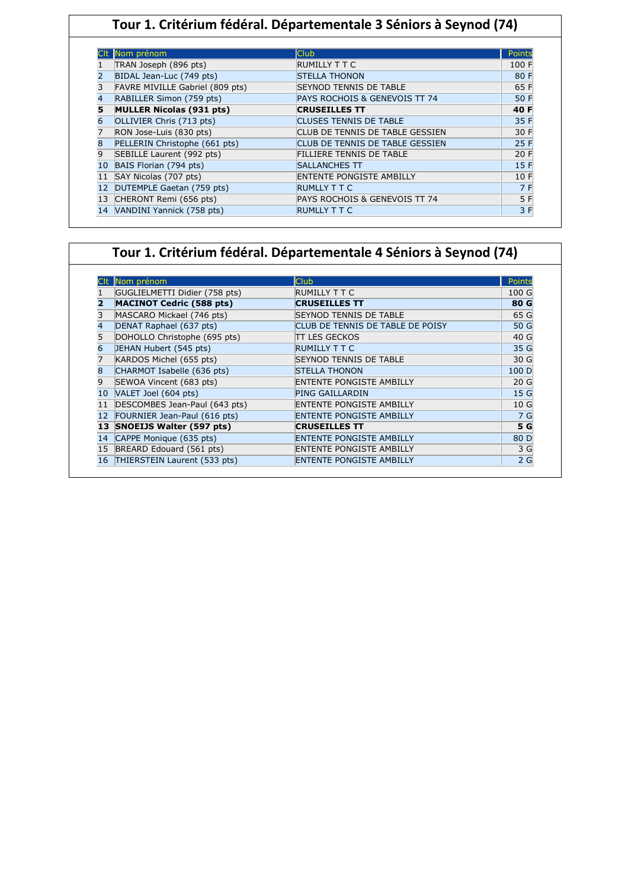## Tour 1. Critérium fédéral. Départementale 3 Séniors à Seynod (74)

| Clt | Nom prénom | Club | Points |
|---|---|---|---|
| 1 | TRAN Joseph (896 pts) | RUMILLY T T C | 100 F |
| 2 | BIDAL Jean-Luc (749 pts) | STELLA THONON | 80 F |
| 3 | FAVRE MIVILLE Gabriel (809 pts) | SEYNOD TENNIS DE TABLE | 65 F |
| 4 | RABILLER Simon (759 pts) | PAYS ROCHOIS & GENEVOIS TT 74 | 50 F |
| **5** | **MULLER Nicolas (931 pts)** | **CRUSEILLES TT** | **40 F** |
| 6 | OLLIVIER Chris (713 pts) | CLUSES TENNIS DE TABLE | 35 F |
| 7 | RON Jose-Luis (830 pts) | CLUB DE TENNIS DE TABLE GESSIEN | 30 F |
| 8 | PELLERIN Christophe (661 pts) | CLUB DE TENNIS DE TABLE GESSIEN | 25 F |
| 9 | SEBILLE Laurent (992 pts) | FILLIERE TENNIS DE TABLE | 20 F |
| 10 | BAIS Florian (794 pts) | SALLANCHES TT | 15 F |
| 11 | SAY Nicolas (707 pts) | ENTENTE PONGISTE AMBILLY | 10 F |
| 12 | DUTEMPLE Gaetan (759 pts) | RUMLLY T T C | 7 F |
| 13 | CHERONT Remi (656 pts) | PAYS ROCHOIS & GENEVOIS TT 74 | 5 F |
| 14 | VANDINI Yannick (758 pts) | RUMLLY T T C | 3 F |

## Tour 1. Critérium fédéral. Départementale 4 Séniors à Seynod (74)

| Clt | Nom prénom | Club | Points |
|---|---|---|---|
| 1 | GUGLIELMETTI Didier (758 pts) | RUMILLY T T C | 100 G |
| **2** | **MACINOT Cedric (588 pts)** | **CRUSEILLES TT** | **80 G** |
| 3 | MASCARO Mickael (746 pts) | SEYNOD TENNIS DE TABLE | 65 G |
| 4 | DENAT Raphael (637 pts) | CLUB DE TENNIS DE TABLE DE POISY | 50 G |
| 5 | DOHOLLO Christophe (695 pts) | TT LES GECKOS | 40 G |
| 6 | JEHAN Hubert (545 pts) | RUMILLY T T C | 35 G |
| 7 | KARDOS Michel (655 pts) | SEYNOD TENNIS DE TABLE | 30 G |
| 8 | CHARMOT Isabelle (636 pts) | STELLA THONON | 100 D |
| 9 | SEWOA Vincent (683 pts) | ENTENTE PONGISTE AMBILLY | 20 G |
| 10 | VALET Joel (604 pts) | PING GAILLARDIN | 15 G |
| 11 | DESCOMBES Jean-Paul (643 pts) | ENTENTE PONGISTE AMBILLY | 10 G |
| 12 | FOURNIER Jean-Paul (616 pts) | ENTENTE PONGISTE AMBILLY | 7 G |
| **13** | **SNOEIJS Walter (597 pts)** | **CRUSEILLES TT** | **5 G** |
| 14 | CAPPE Monique (635 pts) | ENTENTE PONGISTE AMBILLY | 80 D |
| 15 | BREARD Edouard (561 pts) | ENTENTE PONGISTE AMBILLY | 3 G |
| 16 | THIERSTEIN Laurent (533 pts) | ENTENTE PONGISTE AMBILLY | 2 G |